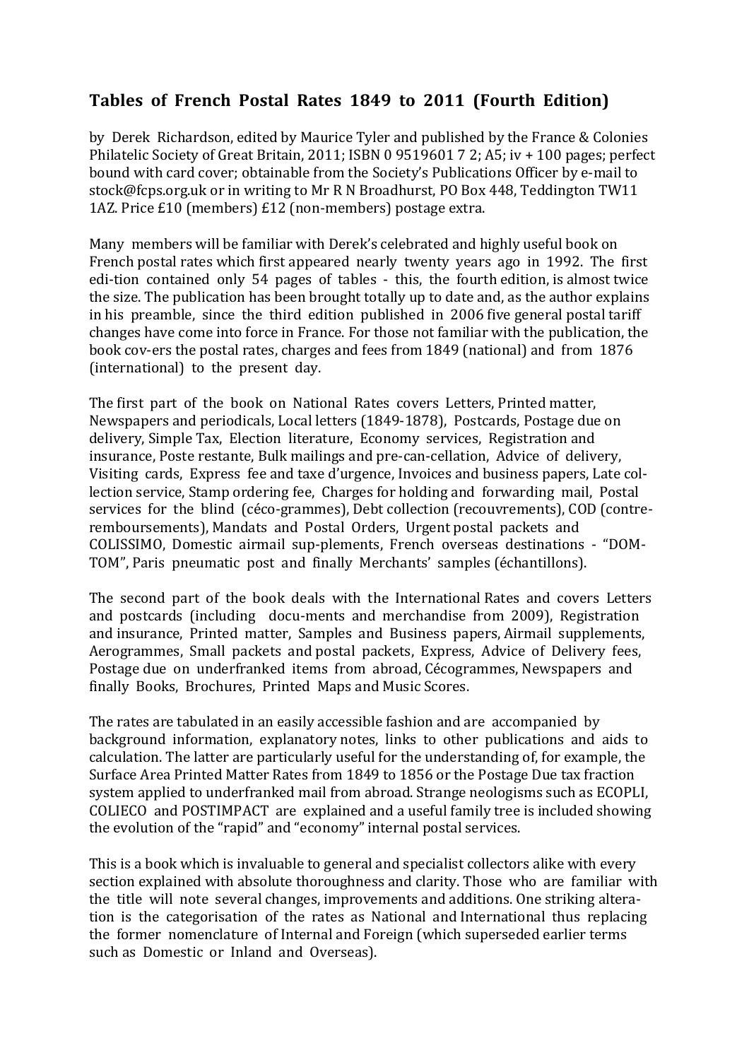## Tables of French Postal Rates 1849 to 2011 (Fourth Edition)

by Derek Richardson, edited by Maurice Tyler and published by the France & Colonies Philatelic Society of Great Britain, 2011; ISBN 0 9519601 7 2; A5; iv + 100 pages; perfect bound with card cover; obtainable from the Society's Publications Officer by e-mail to stock@fcps.org.uk or in writing to Mr R N Broadhurst, PO Box 448, Teddington TW11 1AZ. Price £10 (members) £12 (non-members) postage extra.

Many members will be familiar with Derek's celebrated and highly useful book on French postal rates which first appeared nearly twenty years ago in 1992. The first edi-tion contained only 54 pages of tables - this, the fourth edition, is almost twice the size. The publication has been brought totally up to date and, as the author explains in his preamble, since the third edition published in 2006 five general postal tariff changes have come into force in France. For those not familiar with the publication, the book cov-ers the postal rates, charges and fees from 1849 (national) and from 1876 (international) to the present day.

The first part of the book on National Rates covers Letters, Printed matter, Newspapers and periodicals, Local letters (1849-1878), Postcards, Postage due on delivery, Simple Tax, Election literature, Economy services, Registration and insurance, Poste restante, Bulk mailings and pre-can-cellation, Advice of delivery, Visiting cards, Express fee and taxe d'urgence, Invoices and business papers, Late col-lection service, Stamp ordering fee, Charges for holding and forwarding mail, Postal services for the blind (céco-grammes), Debt collection (recouvrements), COD (contre-remboursements), Mandats and Postal Orders, Urgent postal packets and COLISSIMO, Domestic airmail sup-plements, French overseas destinations - "DOM-TOM", Paris pneumatic post and finally Merchants' samples (échantillons).

The second part of the book deals with the International Rates and covers Letters and postcards (including docu-ments and merchandise from 2009), Registration and insurance, Printed matter, Samples and Business papers, Airmail supplements, Aerogrammes, Small packets and postal packets, Express, Advice of Delivery fees, Postage due on underfranked items from abroad, Cécogrammes, Newspapers and finally Books, Brochures, Printed Maps and Music Scores.

The rates are tabulated in an easily accessible fashion and are accompanied by background information, explanatory notes, links to other publications and aids to calculation. The latter are particularly useful for the understanding of, for example, the Surface Area Printed Matter Rates from 1849 to 1856 or the Postage Due tax fraction system applied to underfranked mail from abroad. Strange neologisms such as ECOPLI, COLIECO and POSTIMPACT are explained and a useful family tree is included showing the evolution of the "rapid" and "economy" internal postal services.

This is a book which is invaluable to general and specialist collectors alike with every section explained with absolute thoroughness and clarity. Those who are familiar with the title will note several changes, improvements and additions. One striking altera-tion is the categorisation of the rates as National and International thus replacing the former nomenclature of Internal and Foreign (which superseded earlier terms such as Domestic or Inland and Overseas).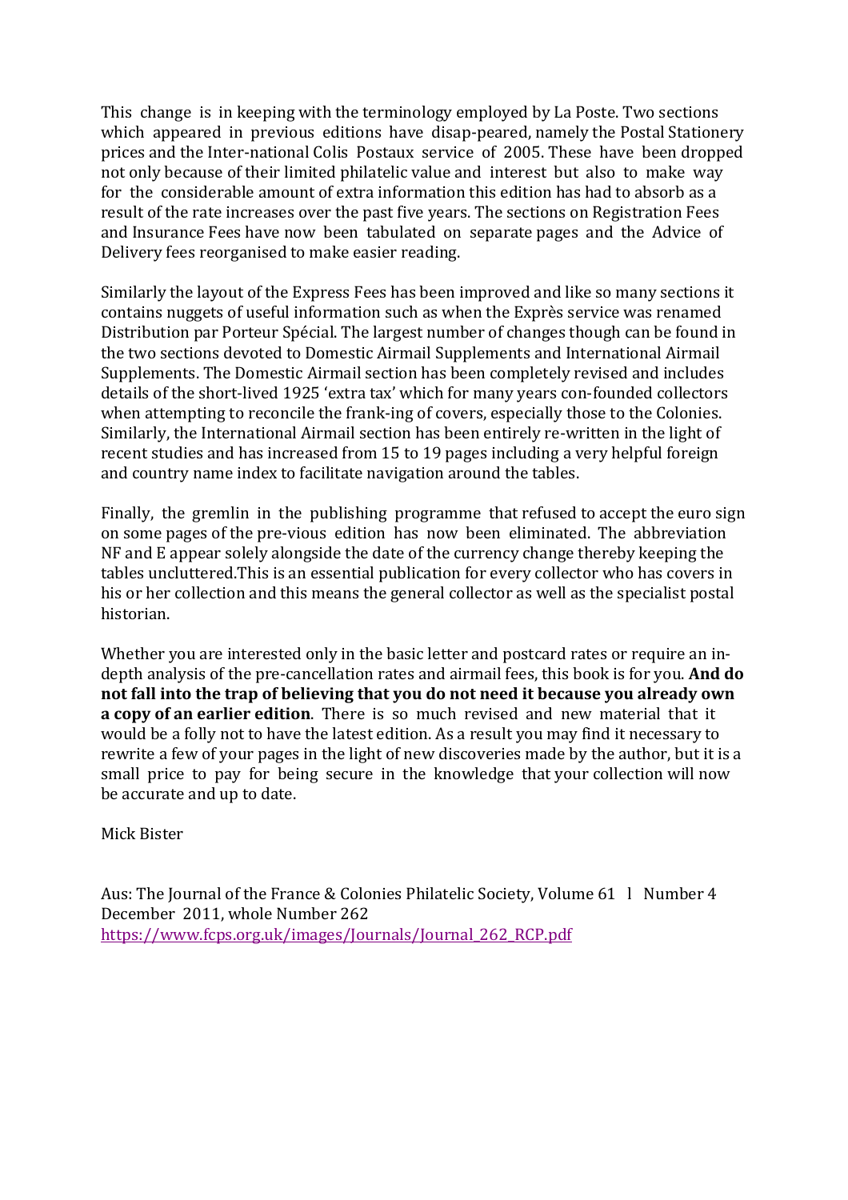This change is in keeping with the terminology employed by La Poste. Two sections which appeared in previous editions have disap-peared, namely the Postal Stationery prices and the Inter-national Colis Postaux service of 2005. These have been dropped not only because of their limited philatelic value and interest but also to make way for the considerable amount of extra information this edition has had to absorb as a result of the rate increases over the past five years. The sections on Registration Fees and Insurance Fees have now been tabulated on separate pages and the Advice of Delivery fees reorganised to make easier reading.

Similarly the layout of the Express Fees has been improved and like so many sections it contains nuggets of useful information such as when the Exprès service was renamed Distribution par Porteur Spécial. The largest number of changes though can be found in the two sections devoted to Domestic Airmail Supplements and International Airmail Supplements. The Domestic Airmail section has been completely revised and includes details of the short-lived 1925 'extra tax' which for many years con-founded collectors when attempting to reconcile the frank-ing of covers, especially those to the Colonies. Similarly, the International Airmail section has been entirely re-written in the light of recent studies and has increased from 15 to 19 pages including a very helpful foreign and country name index to facilitate navigation around the tables.

Finally, the gremlin in the publishing programme that refused to accept the euro sign on some pages of the pre-vious edition has now been eliminated. The abbreviation NF and E appear solely alongside the date of the currency change thereby keeping the tables uncluttered.This is an essential publication for every collector who has covers in his or her collection and this means the general collector as well as the specialist postal historian.

Whether you are interested only in the basic letter and postcard rates or require an in-depth analysis of the pre-cancellation rates and airmail fees, this book is for you. **And do not fall into the trap of believing that you do not need it because you already own a copy of an earlier edition**. There is so much revised and new material that it would be a folly not to have the latest edition. As a result you may find it necessary to rewrite a few of your pages in the light of new discoveries made by the author, but it is a small price to pay for being secure in the knowledge that your collection will now be accurate and up to date.

Mick Bister

Aus: The Journal of the France & Colonies Philatelic Society, Volume 61 l Number 4 December 2011, whole Number 262
https://www.fcps.org.uk/images/Journals/Journal_262_RCP.pdf